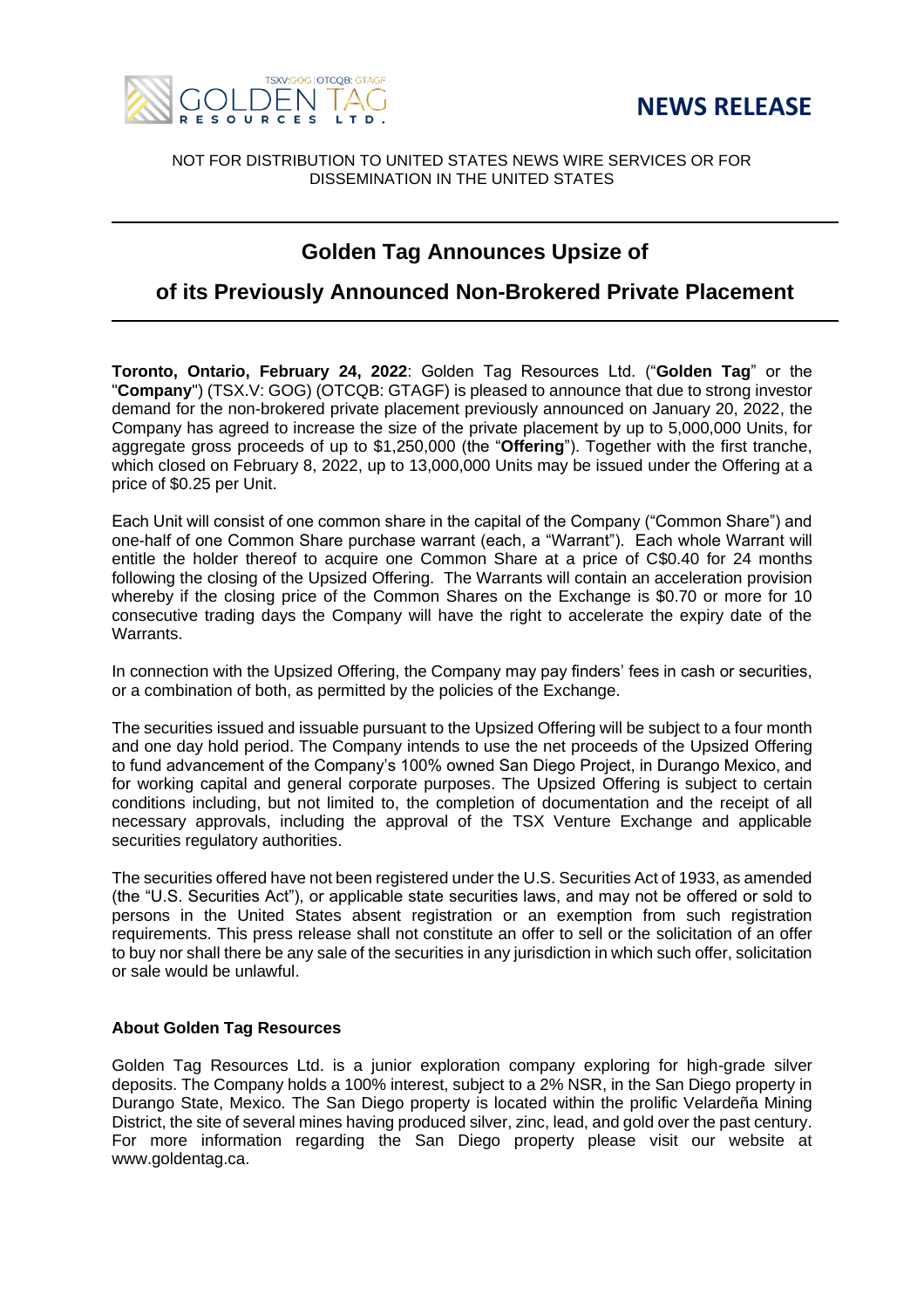TSXV:GOG | OTCQB: GTAGF

GOLDEN TAG RESOURCES LTD.

**NEWS RELEASE**

NOT FOR DISTRIBUTION TO UNITED STATES NEWS WIRE SERVICES OR FOR DISSEMINATION IN THE UNITED STATES

# Golden Tag Announces Upsize of

# of its Previously Announced Non-Brokered Private Placement

**Toronto, Ontario, February 24, 2022**: Golden Tag Resources Ltd. ("**Golden Tag**" or the "**Company**") (TSX.V: GOG) (OTCQB: GTAGF) is pleased to announce that due to strong investor demand for the non-brokered private placement previously announced on January 20, 2022, the Company has agreed to increase the size of the private placement by up to 5,000,000 Units, for aggregate gross proceeds of up to $1,250,000 (the "**Offering**"). Together with the first tranche, which closed on February 8, 2022, up to 13,000,000 Units may be issued under the Offering at a price of $0.25 per Unit.

Each Unit will consist of one common share in the capital of the Company ("Common Share") and one-half of one Common Share purchase warrant (each, a "Warrant"). Each whole Warrant will entitle the holder thereof to acquire one Common Share at a price of C$0.40 for 24 months following the closing of the Upsized Offering. The Warrants will contain an acceleration provision whereby if the closing price of the Common Shares on the Exchange is $0.70 or more for 10 consecutive trading days the Company will have the right to accelerate the expiry date of the Warrants.

In connection with the Upsized Offering, the Company may pay finders' fees in cash or securities, or a combination of both, as permitted by the policies of the Exchange.

The securities issued and issuable pursuant to the Upsized Offering will be subject to a four month and one day hold period. The Company intends to use the net proceeds of the Upsized Offering to fund advancement of the Company's 100% owned San Diego Project, in Durango Mexico, and for working capital and general corporate purposes. The Upsized Offering is subject to certain conditions including, but not limited to, the completion of documentation and the receipt of all necessary approvals, including the approval of the TSX Venture Exchange and applicable securities regulatory authorities.

The securities offered have not been registered under the U.S. Securities Act of 1933, as amended (the "U.S. Securities Act"), or applicable state securities laws, and may not be offered or sold to persons in the United States absent registration or an exemption from such registration requirements. This press release shall not constitute an offer to sell or the solicitation of an offer to buy nor shall there be any sale of the securities in any jurisdiction in which such offer, solicitation or sale would be unlawful.

### About Golden Tag Resources

Golden Tag Resources Ltd. is a junior exploration company exploring for high-grade silver deposits. The Company holds a 100% interest, subject to a 2% NSR, in the San Diego property in Durango State, Mexico. The San Diego property is located within the prolific Velardeña Mining District, the site of several mines having produced silver, zinc, lead, and gold over the past century. For more information regarding the San Diego property please visit our website at www.goldentag.ca.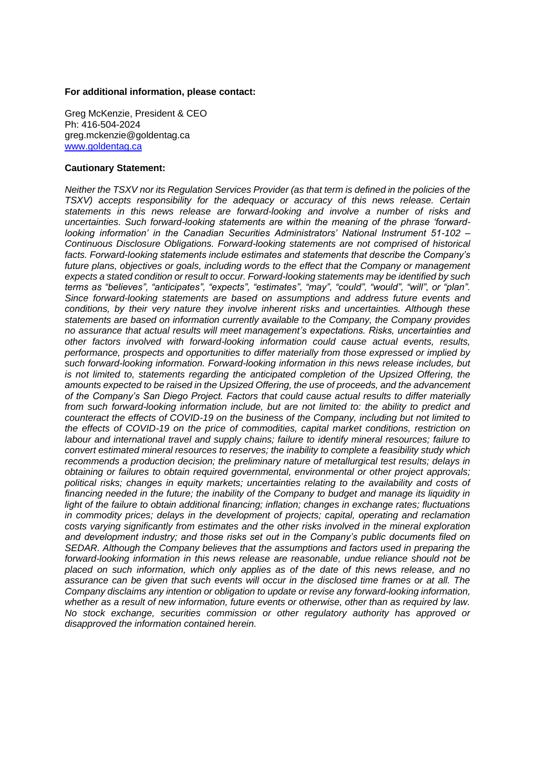**For additional information, please contact:**

Greg McKenzie, President & CEO
Ph: 416-504-2024
greg.mckenzie@goldentag.ca
[www.goldentag.ca](http://www.goldentag.ca)

**Cautionary Statement:**

*Neither the TSXV nor its Regulation Services Provider (as that term is defined in the policies of the TSXV) accepts responsibility for the adequacy or accuracy of this news release. Certain statements in this news release are forward-looking and involve a number of risks and uncertainties. Such forward-looking statements are within the meaning of the phrase 'forward-looking information' in the Canadian Securities Administrators' National Instrument 51-102 – Continuous Disclosure Obligations. Forward-looking statements are not comprised of historical facts. Forward-looking statements include estimates and statements that describe the Company's future plans, objectives or goals, including words to the effect that the Company or management expects a stated condition or result to occur. Forward-looking statements may be identified by such terms as "believes", "anticipates", "expects", "estimates", "may", "could", "would", "will", or "plan". Since forward-looking statements are based on assumptions and address future events and conditions, by their very nature they involve inherent risks and uncertainties. Although these statements are based on information currently available to the Company, the Company provides no assurance that actual results will meet management's expectations. Risks, uncertainties and other factors involved with forward-looking information could cause actual events, results, performance, prospects and opportunities to differ materially from those expressed or implied by such forward-looking information. Forward-looking information in this news release includes, but is not limited to, statements regarding the anticipated completion of the Upsized Offering, the amounts expected to be raised in the Upsized Offering, the use of proceeds, and the advancement of the Company's San Diego Project. Factors that could cause actual results to differ materially from such forward-looking information include, but are not limited to: the ability to predict and counteract the effects of COVID-19 on the business of the Company, including but not limited to the effects of COVID-19 on the price of commodities, capital market conditions, restriction on labour and international travel and supply chains; failure to identify mineral resources; failure to convert estimated mineral resources to reserves; the inability to complete a feasibility study which recommends a production decision; the preliminary nature of metallurgical test results; delays in obtaining or failures to obtain required governmental, environmental or other project approvals; political risks; changes in equity markets; uncertainties relating to the availability and costs of financing needed in the future; the inability of the Company to budget and manage its liquidity in light of the failure to obtain additional financing; inflation; changes in exchange rates; fluctuations in commodity prices; delays in the development of projects; capital, operating and reclamation costs varying significantly from estimates and the other risks involved in the mineral exploration and development industry; and those risks set out in the Company's public documents filed on SEDAR. Although the Company believes that the assumptions and factors used in preparing the forward-looking information in this news release are reasonable, undue reliance should not be placed on such information, which only applies as of the date of this news release, and no assurance can be given that such events will occur in the disclosed time frames or at all. The Company disclaims any intention or obligation to update or revise any forward-looking information, whether as a result of new information, future events or otherwise, other than as required by law. No stock exchange, securities commission or other regulatory authority has approved or disapproved the information contained herein.*